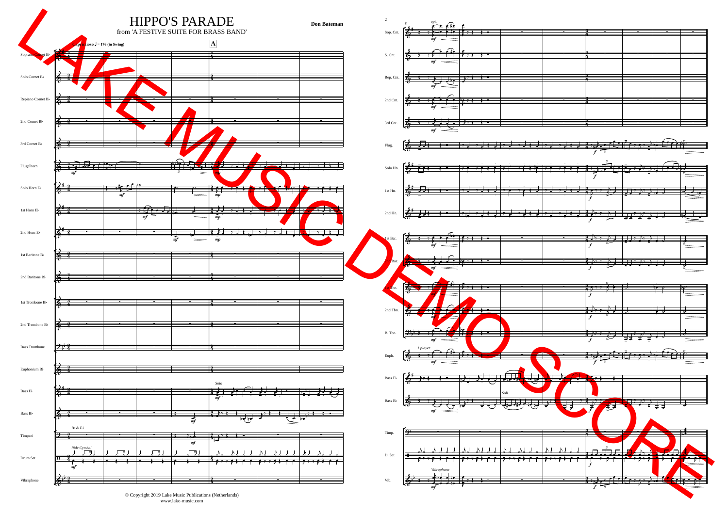# HIPPO'S PARADE

from 'A FESTIVE SUITE FOR BRASS BAND'

**Don Bateman**

© Copyright 2019 Lake Music Publications (Netherlands)
www.lake-music.com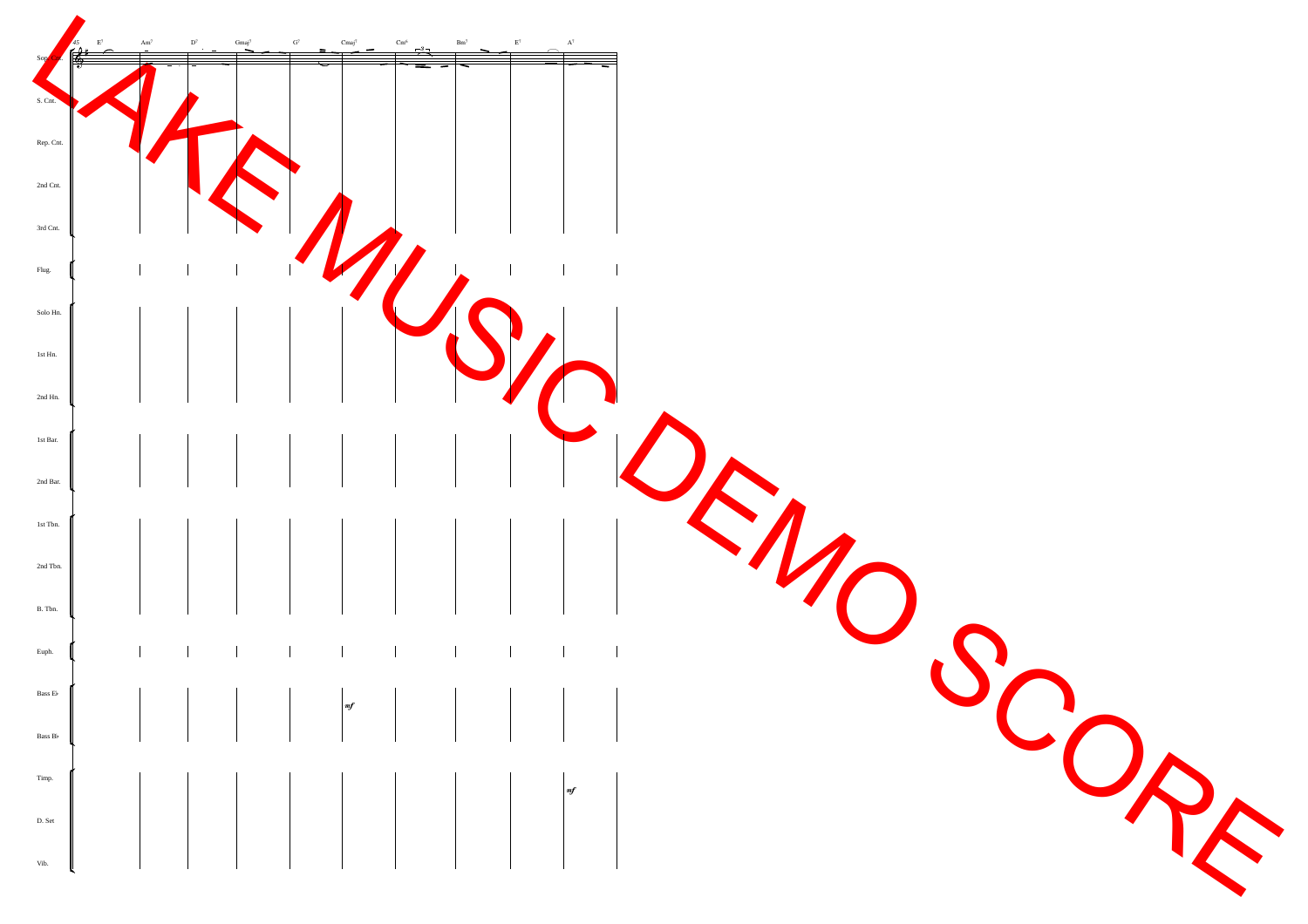LAKE MUSIC DEMO SCORE